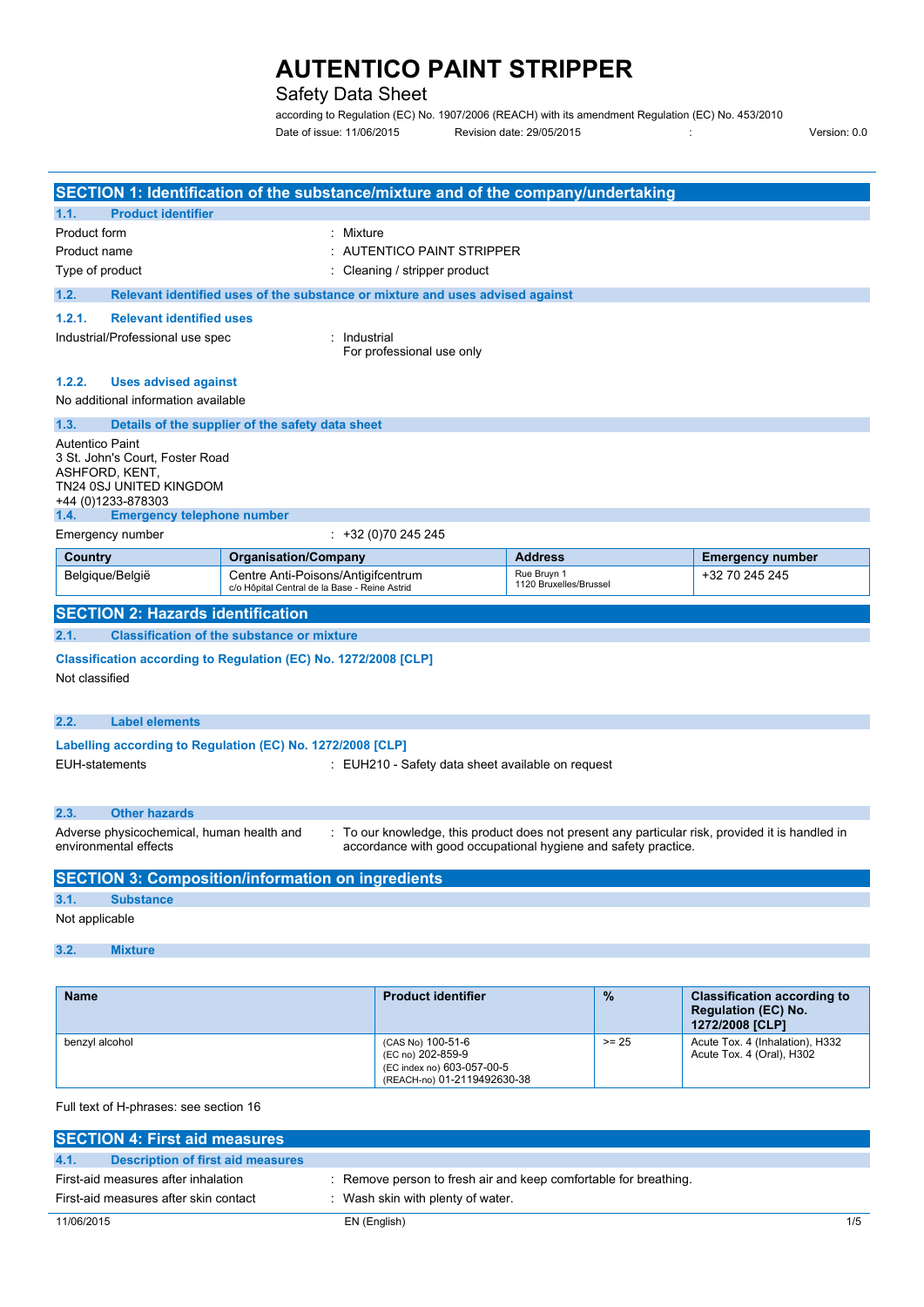# AUTENTICO PAINT STRIPPER

Safety Data Sheet

according to Regulation (EC) No. 1907/2006 (REACH) with its amendment Regulation (EC) No. 453/2010

Date of issue: 11/06/2015 Revision date: 29/05/2015 : Version: 0.0

## SECTION 1: Identification of the substance/mixture and of the company/undertaking

### 1.1. Product identifier

Product form : Mixture

Product name : AUTENTICO PAINT STRIPPER

Type of product : Cleaning / stripper product

### 1.2. Relevant identified uses of the substance or mixture and uses advised against

#### 1.2.1. Relevant identified uses

Industrial/Professional use spec : Industrial
For professional use only

#### 1.2.2. Uses advised against

No additional information available

### 1.3. Details of the supplier of the safety data sheet

Autentico Paint
3 St. John's Court, Foster Road
ASHFORD, KENT,
TN24 0SJ UNITED KINGDOM
+44 (0)1233-878303

### 1.4. Emergency telephone number

Emergency number : +32 (0)70 245 245

| Country | Organisation/Company | Address | Emergency number |
|---|---|---|---|
| Belgique/België | Centre Anti-Poisons/Antigifcentrum c/o Hôpital Central de la Base - Reine Astrid | Rue Bruyn 1 1120 Bruxelles/Brussel | +32 70 245 245 |

## SECTION 2: Hazards identification

### 2.1. Classification of the substance or mixture

**Classification according to Regulation (EC) No. 1272/2008 [CLP]**

Not classified

### 2.2. Label elements

**Labelling according to Regulation (EC) No. 1272/2008 [CLP]**

EUH-statements : EUH210 - Safety data sheet available on request

### 2.3. Other hazards

Adverse physicochemical, human health and environmental effects : To our knowledge, this product does not present any particular risk, provided it is handled in accordance with good occupational hygiene and safety practice.

## SECTION 3: Composition/information on ingredients

### 3.1. Substance

Not applicable

### 3.2. Mixture

| Name | Product identifier | % | Classification according to Regulation (EC) No. 1272/2008 [CLP] |
|---|---|---|---|
| benzyl alcohol | (CAS No) 100-51-6<br>(EC no) 202-859-9<br>(EC index no) 603-057-00-5<br>(REACH-no) 01-2119492630-38 | >= 25 | Acute Tox. 4 (Inhalation), H332<br>Acute Tox. 4 (Oral), H302 |

Full text of H-phrases: see section 16

## SECTION 4: First aid measures

### 4.1. Description of first aid measures

First-aid measures after inhalation : Remove person to fresh air and keep comfortable for breathing.

First-aid measures after skin contact : Wash skin with plenty of water.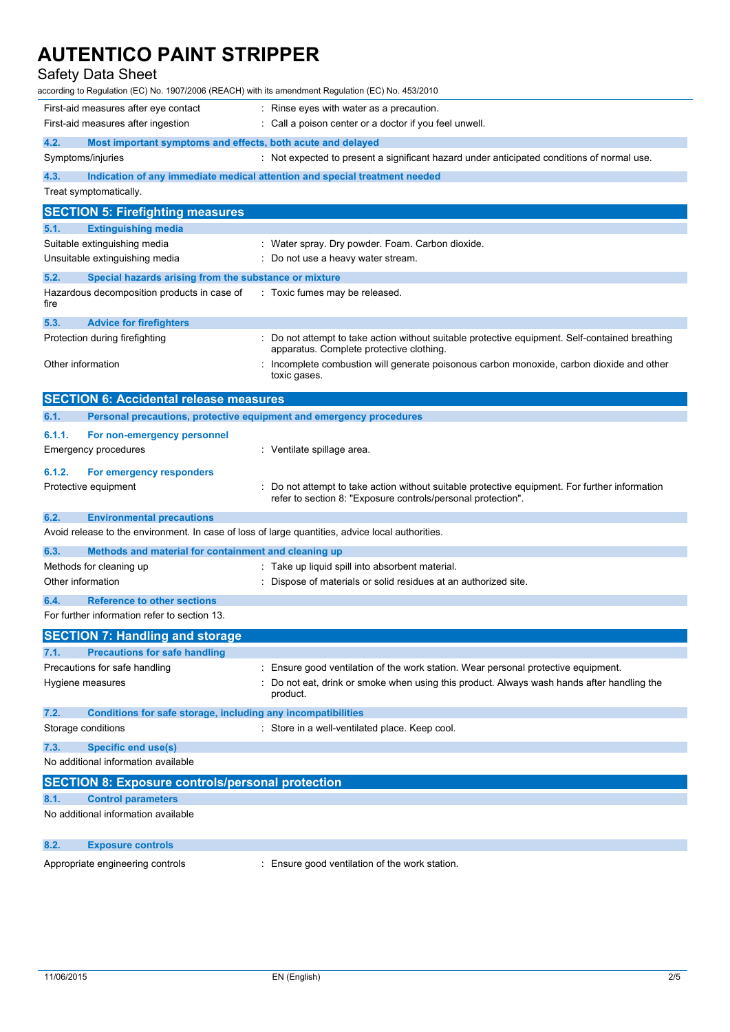| | |
|---|---|
| First-aid measures after eye contact | : Rinse eyes with water as a precaution. |
| First-aid measures after ingestion | : Call a poison center or a doctor if you feel unwell. |

### 4.2. Most important symptoms and effects, both acute and delayed

| | |
|---|---|
| Symptoms/injuries | : Not expected to present a significant hazard under anticipated conditions of normal use. |

### 4.3. Indication of any immediate medical attention and special treatment needed

Treat symptomatically.

## SECTION 5: Firefighting measures

### 5.1. Extinguishing media

| | |
|---|---|
| Suitable extinguishing media | : Water spray. Dry powder. Foam. Carbon dioxide. |
| Unsuitable extinguishing media | : Do not use a heavy water stream. |

### 5.2. Special hazards arising from the substance or mixture

| | |
|---|---|
| Hazardous decomposition products in case of fire | : Toxic fumes may be released. |

### 5.3. Advice for firefighters

| | |
|---|---|
| Protection during firefighting | : Do not attempt to take action without suitable protective equipment. Self-contained breathing apparatus. Complete protective clothing. |
| Other information | : Incomplete combustion will generate poisonous carbon monoxide, carbon dioxide and other toxic gases. |

## SECTION 6: Accidental release measures

### 6.1. Personal precautions, protective equipment and emergency procedures

#### 6.1.1. For non-emergency personnel

| | |
|---|---|
| Emergency procedures | : Ventilate spillage area. |

#### 6.1.2. For emergency responders

| | |
|---|---|
| Protective equipment | : Do not attempt to take action without suitable protective equipment. For further information refer to section 8: "Exposure controls/personal protection". |

### 6.2. Environmental precautions

Avoid release to the environment. In case of loss of large quantities, advice local authorities.

### 6.3. Methods and material for containment and cleaning up

| | |
|---|---|
| Methods for cleaning up | : Take up liquid spill into absorbent material. |
| Other information | : Dispose of materials or solid residues at an authorized site. |

### 6.4. Reference to other sections

For further information refer to section 13.

## SECTION 7: Handling and storage

### 7.1. Precautions for safe handling

| | |
|---|---|
| Precautions for safe handling | : Ensure good ventilation of the work station. Wear personal protective equipment. |
| Hygiene measures | : Do not eat, drink or smoke when using this product. Always wash hands after handling the product. |

### 7.2. Conditions for safe storage, including any incompatibilities

| | |
|---|---|
| Storage conditions | : Store in a well-ventilated place. Keep cool. |

### 7.3. Specific end use(s)

No additional information available

## SECTION 8: Exposure controls/personal protection

### 8.1. Control parameters

No additional information available

### 8.2. Exposure controls

| | |
|---|---|
| Appropriate engineering controls | : Ensure good ventilation of the work station. |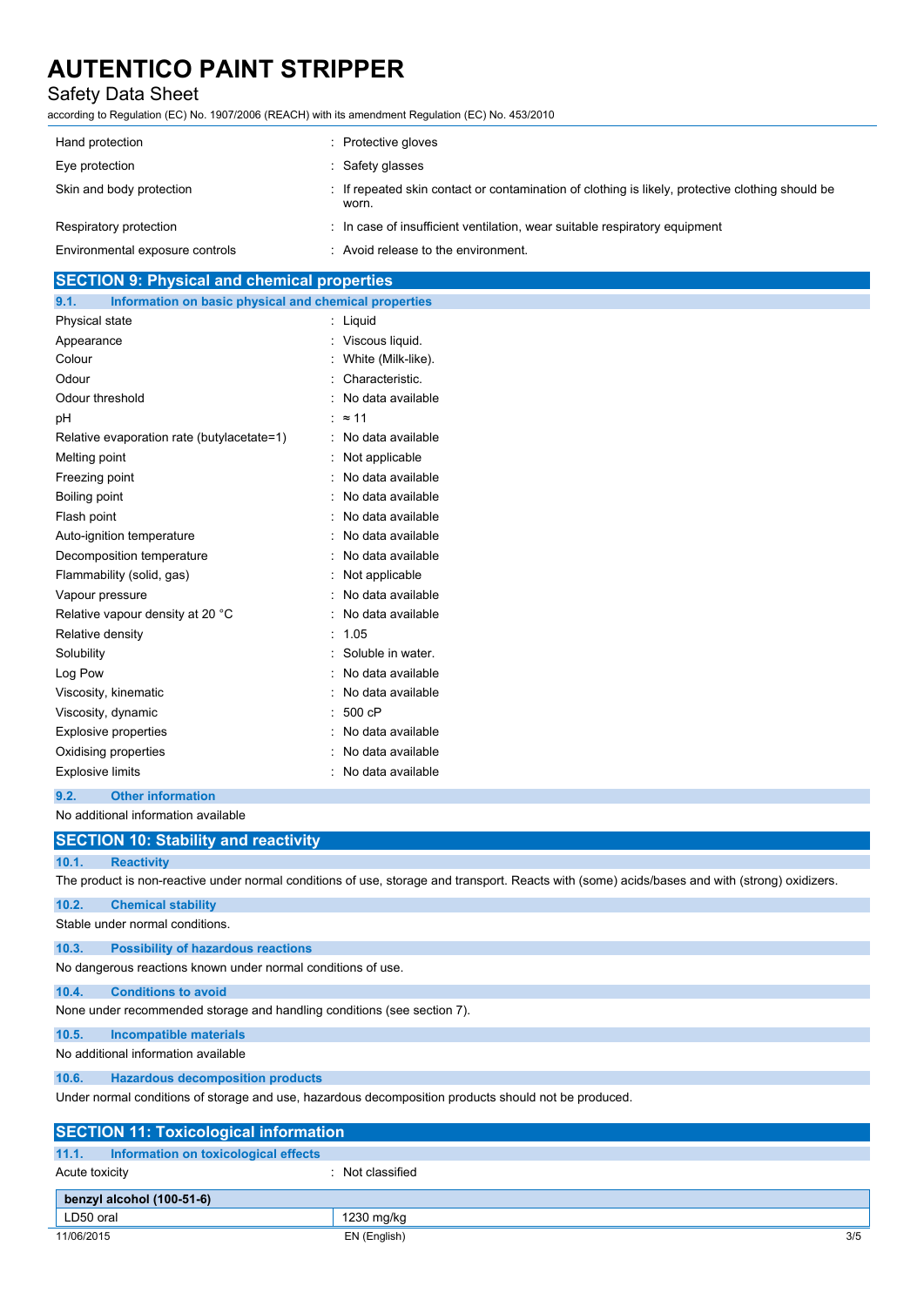| | |
|---|---|
| Hand protection | : Protective gloves |
| Eye protection | : Safety glasses |
| Skin and body protection | : If repeated skin contact or contamination of clothing is likely, protective clothing should be worn. |
| Respiratory protection | : In case of insufficient ventilation, wear suitable respiratory equipment |
| Environmental exposure controls | : Avoid release to the environment. |

## SECTION 9: Physical and chemical properties

### 9.1. Information on basic physical and chemical properties

| | |
|---|---|
| Physical state | : Liquid |
| Appearance | : Viscous liquid. |
| Colour | : White (Milk-like). |
| Odour | : Characteristic. |
| Odour threshold | : No data available |
| pH | : ≈ 11 |
| Relative evaporation rate (butylacetate=1) | : No data available |
| Melting point | : Not applicable |
| Freezing point | : No data available |
| Boiling point | : No data available |
| Flash point | : No data available |
| Auto-ignition temperature | : No data available |
| Decomposition temperature | : No data available |
| Flammability (solid, gas) | : Not applicable |
| Vapour pressure | : No data available |
| Relative vapour density at 20 °C | : No data available |
| Relative density | : 1.05 |
| Solubility | : Soluble in water. |
| Log Pow | : No data available |
| Viscosity, kinematic | : No data available |
| Viscosity, dynamic | : 500 cP |
| Explosive properties | : No data available |
| Oxidising properties | : No data available |
| Explosive limits | : No data available |

### 9.2. Other information

No additional information available

## SECTION 10: Stability and reactivity

### 10.1. Reactivity

The product is non-reactive under normal conditions of use, storage and transport. Reacts with (some) acids/bases and with (strong) oxidizers.

### 10.2. Chemical stability

Stable under normal conditions.

### 10.3. Possibility of hazardous reactions

No dangerous reactions known under normal conditions of use.

### 10.4. Conditions to avoid

None under recommended storage and handling conditions (see section 7).

### 10.5. Incompatible materials

No additional information available

### 10.6. Hazardous decomposition products

Under normal conditions of storage and use, hazardous decomposition products should not be produced.

## SECTION 11: Toxicological information

### 11.1. Information on toxicological effects

| | |
|---|---|
| Acute toxicity | : Not classified |

| benzyl alcohol (100-51-6) | |
|---|---|
| LD50 oral | 1230 mg/kg |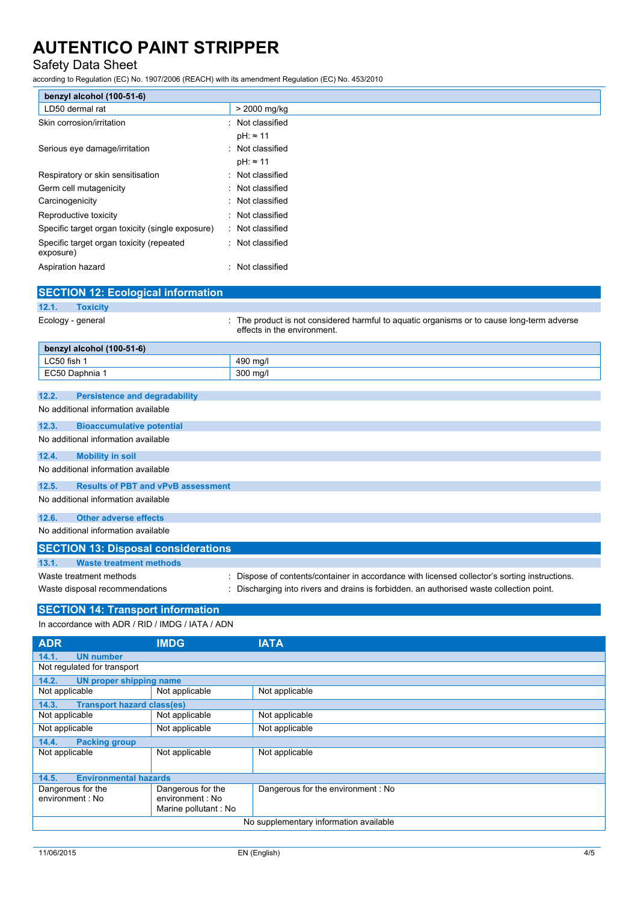| benzyl alcohol (100-51-6) | |
|---|---|
| LD50 dermal rat | > 2000 mg/kg |

Skin corrosion/irritation : Not classified

pH: ≈ 11

Serious eye damage/irritation : Not classified

pH: ≈ 11

Respiratory or skin sensitisation : Not classified

Germ cell mutagenicity : Not classified

Carcinogenicity : Not classified

Reproductive toxicity : Not classified

Specific target organ toxicity (single exposure) : Not classified

Specific target organ toxicity (repeated exposure) : Not classified

Aspiration hazard : Not classified

## SECTION 12: Ecological information

### 12.1. Toxicity

Ecology - general : The product is not considered harmful to aquatic organisms or to cause long-term adverse effects in the environment.

| benzyl alcohol (100-51-6) | |
|---|---|
| LC50 fish 1 | 490 mg/l |
| EC50 Daphnia 1 | 300 mg/l |

### 12.2. Persistence and degradability

No additional information available

### 12.3. Bioaccumulative potential

No additional information available

### 12.4. Mobility in soil

No additional information available

### 12.5. Results of PBT and vPvB assessment

No additional information available

### 12.6. Other adverse effects

No additional information available

## SECTION 13: Disposal considerations

### 13.1. Waste treatment methods

Waste treatment methods : Dispose of contents/container in accordance with licensed collector's sorting instructions.

Waste disposal recommendations : Discharging into rivers and drains is forbidden. an authorised waste collection point.

## SECTION 14: Transport information

In accordance with ADR / RID / IMDG / IATA / ADN

| ADR | IMDG | IATA |
|---|---|---|
| **14.1. UN number** | | |
| Not regulated for transport | | |
| **14.2. UN proper shipping name** | | |
| Not applicable | Not applicable | Not applicable |
| **14.3. Transport hazard class(es)** | | |
| Not applicable | Not applicable | Not applicable |
| Not applicable | Not applicable | Not applicable |
| **14.4. Packing group** | | |
| Not applicable | Not applicable | Not applicable |
| **14.5. Environmental hazards** | | |
| Dangerous for the environment : No | Dangerous for the environment : No<br>Marine pollutant : No | Dangerous for the environment : No |
| No supplementary information available | | |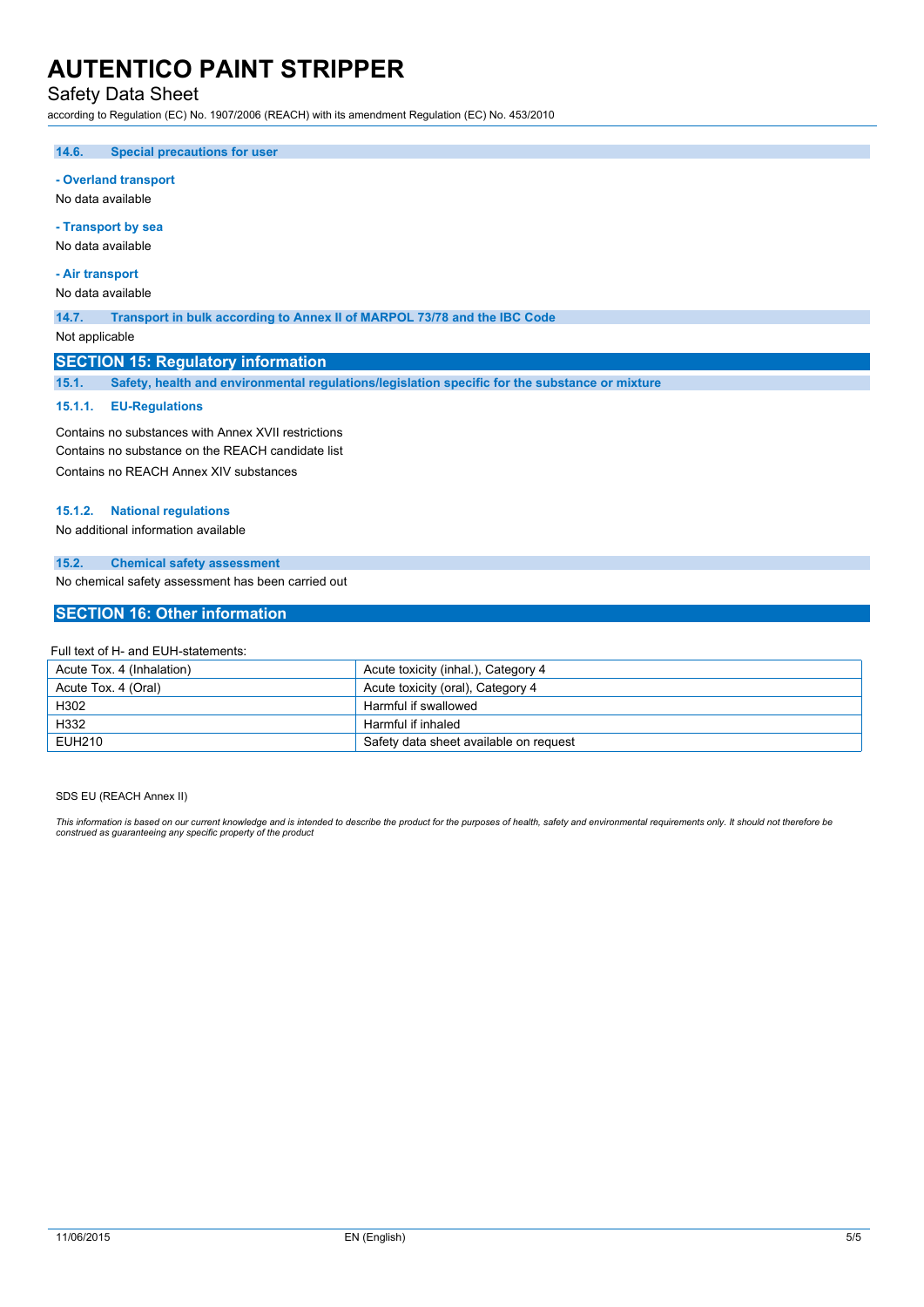### 14.6. Special precautions for user

**- Overland transport**

No data available

**- Transport by sea**

No data available

**- Air transport**

No data available

### 14.7. Transport in bulk according to Annex II of MARPOL 73/78 and the IBC Code

Not applicable

## SECTION 15: Regulatory information

### 15.1. Safety, health and environmental regulations/legislation specific for the substance or mixture

#### 15.1.1. EU-Regulations

Contains no substances with Annex XVII restrictions

Contains no substance on the REACH candidate list

Contains no REACH Annex XIV substances

#### 15.1.2. National regulations

No additional information available

### 15.2. Chemical safety assessment

No chemical safety assessment has been carried out

## SECTION 16: Other information

Full text of H- and EUH-statements:

| | |
|---|---|
| Acute Tox. 4 (Inhalation) | Acute toxicity (inhal.), Category 4 |
| Acute Tox. 4 (Oral) | Acute toxicity (oral), Category 4 |
| H302 | Harmful if swallowed |
| H332 | Harmful if inhaled |
| EUH210 | Safety data sheet available on request |

SDS EU (REACH Annex II)

*This information is based on our current knowledge and is intended to describe the product for the purposes of health, safety and environmental requirements only. It should not therefore be construed as guaranteeing any specific property of the product*